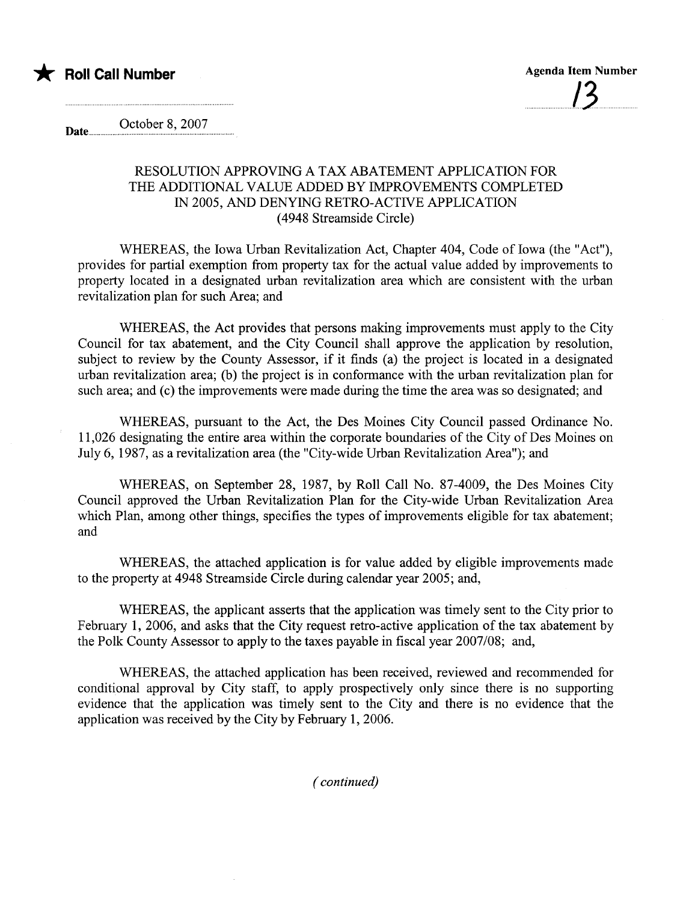★ **Roll Call Number**

**Agenda Item Number**

13

Date October 8, 2007

### RESOLUTION APPROVING A TAX ABATEMENT APPLICATION FOR THE ADDITIONAL VALUE ADDED BY IMPROVEMENTS COMPLETED IN 2005, AND DENYING RETRO-ACTIVE APPLICATION (4948 Streamside Circle)

WHEREAS, the Iowa Urban Revitalization Act, Chapter 404, Code of Iowa (the "Act"), provides for partial exemption from property tax for the actual value added by improvements to property located in a designated urban revitalization area which are consistent with the urban revitalization plan for such Area; and

WHEREAS, the Act provides that persons making improvements must apply to the City Council for tax abatement, and the City Council shall approve the application by resolution, subject to review by the County Assessor, if it finds (a) the project is located in a designated urban revitalization area; (b) the project is in conformance with the urban revitalization plan for such area; and (c) the improvements were made during the time the area was so designated; and

WHEREAS, pursuant to the Act, the Des Moines City Council passed Ordinance No. 11,026 designating the entire area within the corporate boundaries of the City of Des Moines on July 6, 1987, as a revitalization area (the "City-wide Urban Revitalization Area"); and

WHEREAS, on September 28, 1987, by Roll Call No. 87-4009, the Des Moines City Council approved the Urban Revitalization Plan for the City-wide Urban Revitalization Area which Plan, among other things, specifies the types of improvements eligible for tax abatement; and

WHEREAS, the attached application is for value added by eligible improvements made to the property at 4948 Streamside Circle during calendar year 2005; and,

WHEREAS, the applicant asserts that the application was timely sent to the City prior to February 1, 2006, and asks that the City request retro-active application of the tax abatement by the Polk County Assessor to apply to the taxes payable in fiscal year 2007/08; and,

WHEREAS, the attached application has been received, reviewed and recommended for conditional approval by City staff, to apply prospectively only since there is no supporting evidence that the application was timely sent to the City and there is no evidence that the application was received by the City by February 1, 2006.

*(continued)*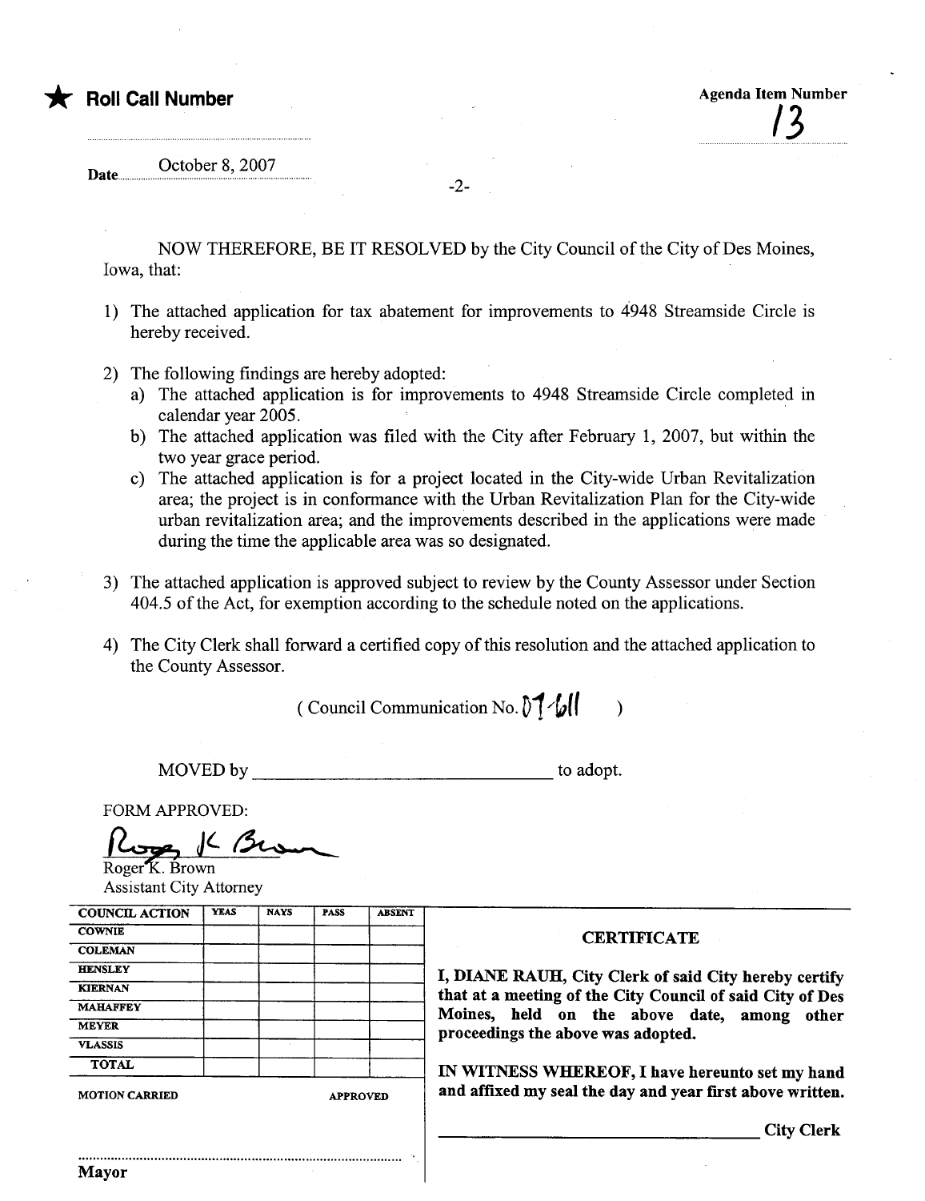★ **Roll Call Number**

**Agenda Item Number**
13

Date October 8, 2007

NOW THEREFORE, BE IT RESOLVED by the City Council of the City of Des Moines, Iowa, that:

1) The attached application for tax abatement for improvements to 4948 Streamside Circle is hereby received.

2) The following findings are hereby adopted:
   a) The attached application is for improvements to 4948 Streamside Circle completed in calendar year 2005.
   b) The attached application was filed with the City after February 1, 2007, but within the two year grace period.
   c) The attached application is for a project located in the City-wide Urban Revitalization area; the project is in conformance with the Urban Revitalization Plan for the City-wide urban revitalization area; and the improvements described in the applications were made during the time the applicable area was so designated.

3) The attached application is approved subject to review by the County Assessor under Section 404.5 of the Act, for exemption according to the schedule noted on the applications.

4) The City Clerk shall forward a certified copy of this resolution and the attached application to the County Assessor.

( Council Communication No. 07-611 )

MOVED by ______________________________ to adopt.

FORM APPROVED:

Roger K. Brown
Assistant City Attorney

| COUNCIL ACTION | YEAS | NAYS | PASS | ABSENT |
|---|---|---|---|---|
| COWNIE | | | | |
| COLEMAN | | | | |
| HENSLEY | | | | |
| KIERNAN | | | | |
| MAHAFFEY | | | | |
| MEYER | | | | |
| VLASSIS | | | | |
| TOTAL | | | | |

MOTION CARRIED APPROVED

______________________________
Mayor

**CERTIFICATE**

**I, DIANE RAUH, City Clerk of said City hereby certify that at a meeting of the City Council of said City of Des Moines, held on the above date, among other proceedings the above was adopted.**

**IN WITNESS WHEREOF, I have hereunto set my hand and affixed my seal the day and year first above written.**

______________________________ **City Clerk**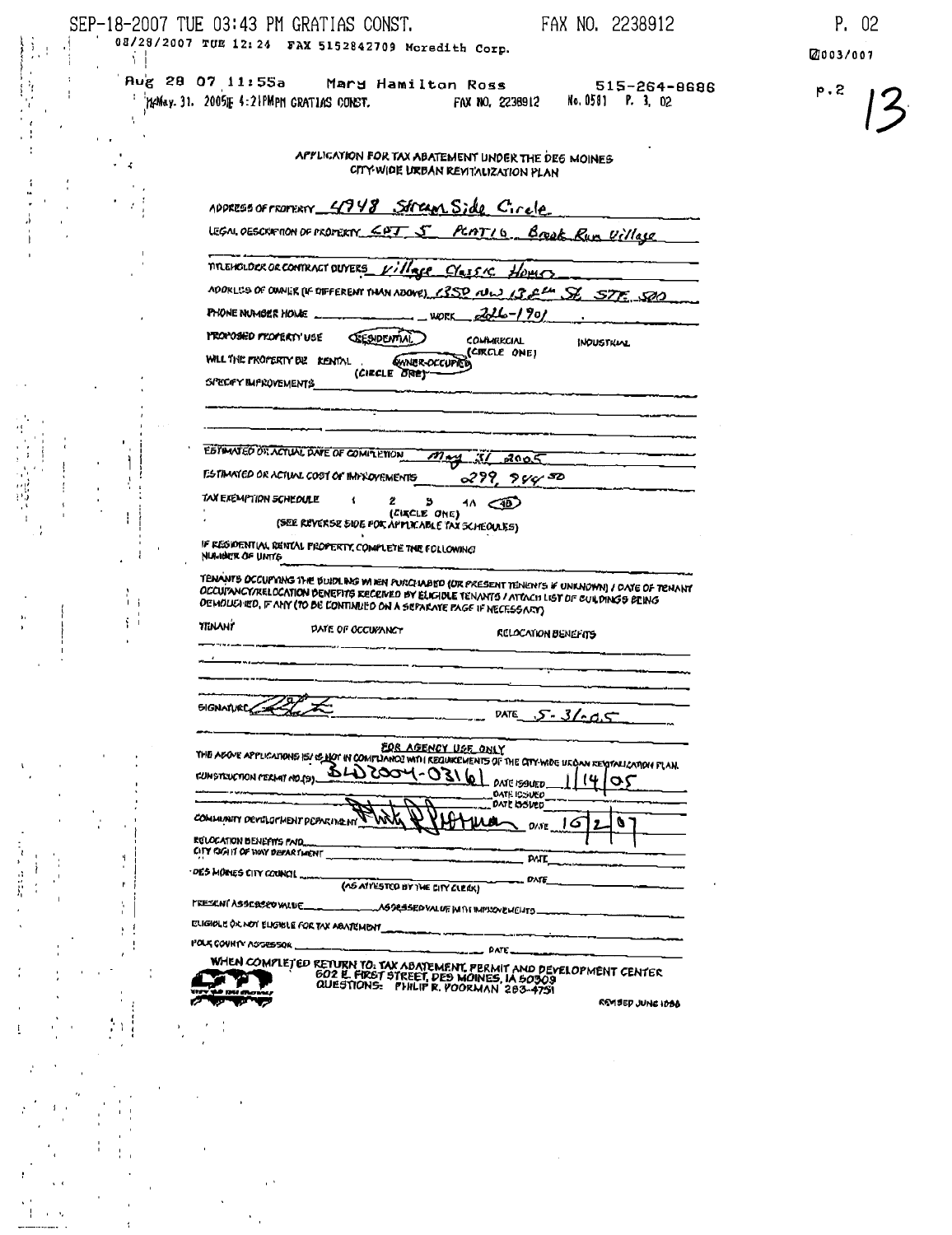APPLICATION FOR TAX ABATEMENT UNDER THE DES MOINES CITY-WIDE URBAN REVITALIZATION PLAN

ADDRESS OF PROPERTY 4948 Stream Side Circle

LEGAL DESCRIPTION OF PROPERTY LOT 5 PLAT 16 Brook Run Village

TITLEHOLDER OR CONTRACT BUYERS Village Classic Homes

ADDRESS OF OWNER (IF DIFFERENT THAN ABOVE) 1350 NW 138th St. STE 500

PHONE NUMBER HOME ______ WORK 226-1901

PROPOSED PROPERTY USE (RESIDENTIAL) COMMERCIAL INDUSTRIAL (CIRCLE ONE)

WILL THE PROPERTY BE RENTAL (OWNER-OCCUPIED) (CIRCLE ONE)

SPECIFY IMPROVEMENTS ______

ESTIMATED OR ACTUAL DATE OF COMPLETION May 31 2005

ESTIMATED OR ACTUAL COST OF IMPROVEMENTS 299,944.50

TAX EXEMPTION SCHEDULE 1 2 3 4A (4B) (CIRCLE ONE)
(SEE REVERSE SIDE FOR APPLICABLE TAX SCHEDULES)

IF RESIDENTIAL RENTAL PROPERTY, COMPLETE THE FOLLOWING:
NUMBER OF UNITS ______

TENANTS OCCUPYING THE BUILDING WHEN PURCHASED (OR PRESENT TENANTS IF UNKNOWN) / DATE OF TENANT OCCUPANCY/RELOCATION BENEFITS RECEIVED BY ELIGIBLE TENANTS / ATTACH LIST OF BUILDINGS BEING DEMOLISHED, IF ANY (TO BE CONTINUED ON A SEPARATE PAGE IF NECESSARY)

| TENANT | DATE OF OCCUPANCY | RELOCATION BENEFITS |
|---|---|---|
| | | |
| | | |

SIGNATURE [signature] DATE 5-31-05

FOR AGENCY USE ONLY

THE ABOVE APPLICATION IS/IS NOT IN COMPLIANCE WITH REQUIREMENTS OF THE CITY-WIDE URBAN REVITALIZATION PLAN.

CONSTRUCTION PERMIT NO.(S) BLD2004-03161 DATE ISSUED 1/14/05
______ DATE ISSUED ______
______ DATE ISSUED ______

COMMUNITY DEVELOPMENT DEPARTMENT [signature] DATE 10/2/07

RELOCATION BENEFITS PAID ______
CITY RIGHT OF WAY DEPARTMENT ______ DATE ______

DES MOINES CITY COUNCIL ______ DATE ______
(AS ATTESTED BY THE CITY CLERK)

PRESENT ASSESSED VALUE ______ ASSESSED VALUE WITH IMPROVEMENTS ______

ELIGIBLE OR NOT ELIGIBLE FOR TAX ABATEMENT ______

POLK COUNTY ASSESSOR ______ DATE ______

WHEN COMPLETED RETURN TO: TAX ABATEMENT, PERMIT AND DEVELOPMENT CENTER
602 E. FIRST STREET, DES MOINES, IA 50309
QUESTIONS: PHILIP R. POORMAN 283-4751

REVISED JUNE 1998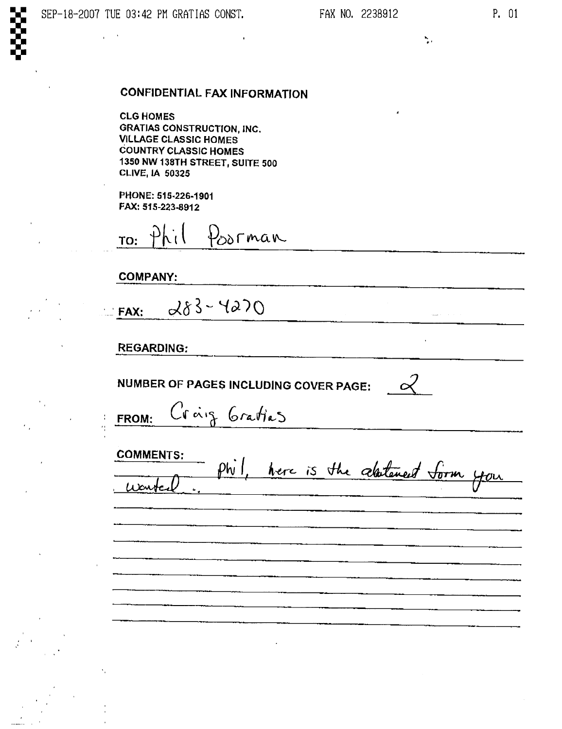SEP-18-2007 TUE 03:42 PM GRATIAS CONST. FAX NO. 2238912 P. 01

## CONFIDENTIAL FAX INFORMATION

**CLG HOMES**
**GRATIAS CONSTRUCTION, INC.**
**VILLAGE CLASSIC HOMES**
**COUNTRY CLASSIC HOMES**
**1350 NW 138TH STREET, SUITE 500**
**CLIVE, IA 50325**

**PHONE: 515-226-1901**
**FAX: 515-223-8912**

**TO:** Phil Poorman

**COMPANY:**

**FAX:** 283-4270

**REGARDING:**

**NUMBER OF PAGES INCLUDING COVER PAGE:** 2

**FROM:** Craig Gratias

**COMMENTS:** Phil, here is the abatement form you wanted.